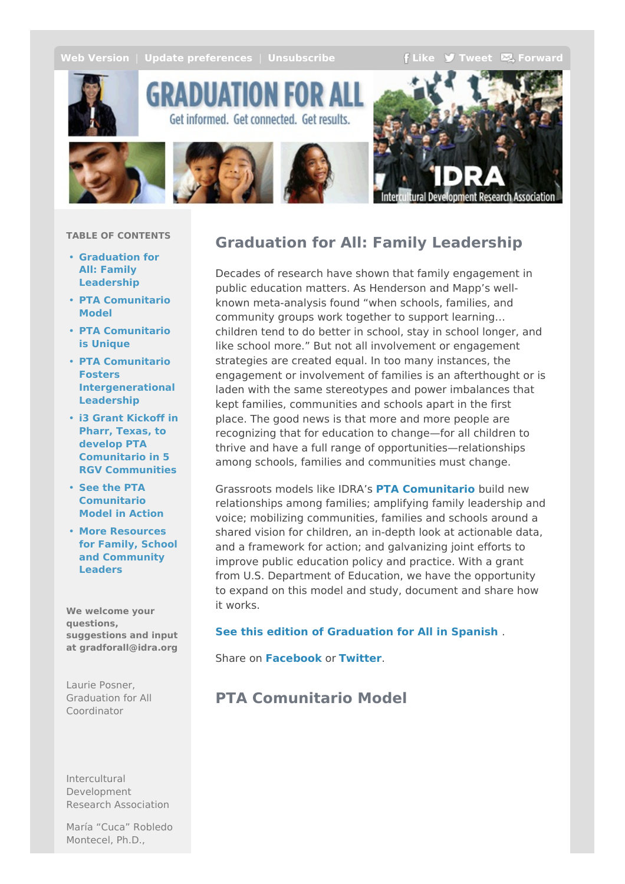Web Version | Update preferences | Unsubscribe

Like Tweet Forward

GRADUATION FOR ALL

Get informed. Get connected. Get results.

IDRA Intercultural Development Research Association

**TABLE OF CONTENTS**

- **Graduation for All: Family Leadership**
- **PTA Comunitario Model**
- **PTA Comunitario is Unique**
- **PTA Comunitario Fosters Intergenerational Leadership**
- **i3 Grant Kickoff in Pharr, Texas, to develop PTA Comunitario in 5 RGV Communities**
- **See the PTA Comunitario Model in Action**
- **More Resources for Family, School and Community Leaders**

**We welcome your questions, suggestions and input at gradforall@idra.org**

Laurie Posner,
Graduation for All Coordinator

Intercultural Development Research Association

María "Cuca" Robledo Montecel, Ph.D.,

## Graduation for All: Family Leadership

Decades of research have shown that family engagement in public education matters. As Henderson and Mapp's well-known meta-analysis found "when schools, families, and community groups work together to support learning… children tend to do better in school, stay in school longer, and like school more." But not all involvement or engagement strategies are created equal. In too many instances, the engagement or involvement of families is an afterthought or is laden with the same stereotypes and power imbalances that kept families, communities and schools apart in the first place. The good news is that more and more people are recognizing that for education to change—for all children to thrive and have a full range of opportunities—relationships among schools, families and communities must change.

Grassroots models like IDRA's **PTA Comunitario** build new relationships among families; amplifying family leadership and voice; mobilizing communities, families and schools around a shared vision for children, an in-depth look at actionable data, and a framework for action; and galvanizing joint efforts to improve public education policy and practice. With a grant from U.S. Department of Education, we have the opportunity to expand on this model and study, document and share how it works.

**See this edition of Graduation for All in Spanish** .

Share on **Facebook** or **Twitter**.

## PTA Comunitario Model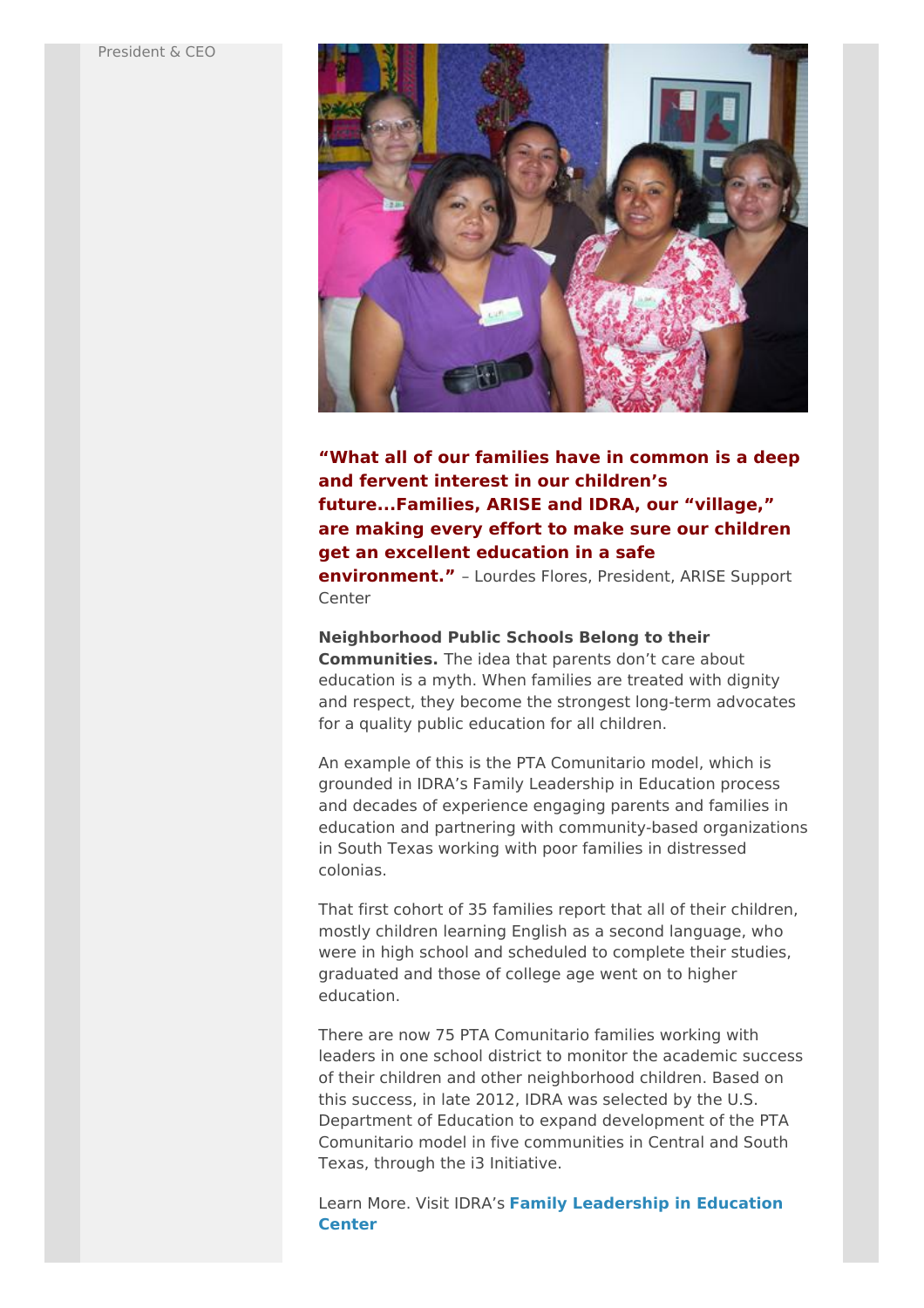President & CEO

**"What all of our families have in common is a deep and fervent interest in our children's future...Families, ARISE and IDRA, our "village," are making every effort to make sure our children get an excellent education in a safe environment."** – Lourdes Flores, President, ARISE Support Center

**Neighborhood Public Schools Belong to their Communities.** The idea that parents don't care about education is a myth. When families are treated with dignity and respect, they become the strongest long-term advocates for a quality public education for all children.

An example of this is the PTA Comunitario model, which is grounded in IDRA's Family Leadership in Education process and decades of experience engaging parents and families in education and partnering with community-based organizations in South Texas working with poor families in distressed colonias.

That first cohort of 35 families report that all of their children, mostly children learning English as a second language, who were in high school and scheduled to complete their studies, graduated and those of college age went on to higher education.

There are now 75 PTA Comunitario families working with leaders in one school district to monitor the academic success of their children and other neighborhood children. Based on this success, in late 2012, IDRA was selected by the U.S. Department of Education to expand development of the PTA Comunitario model in five communities in Central and South Texas, through the i3 Initiative.

Learn More. Visit IDRA's **Family Leadership in Education Center**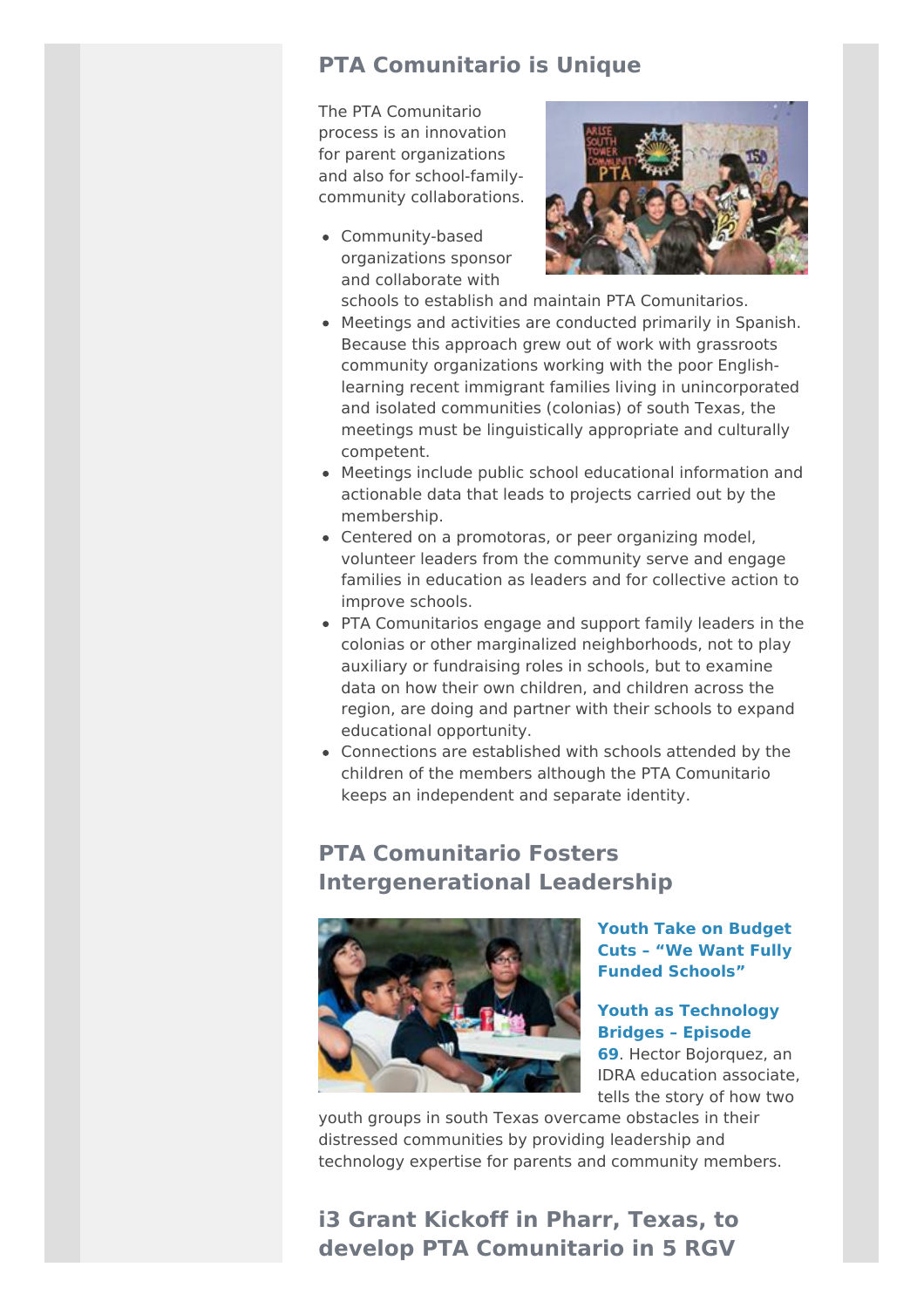## PTA Comunitario is Unique

The PTA Comunitario process is an innovation for parent organizations and also for school-family-community collaborations.

- Community-based organizations sponsor and collaborate with schools to establish and maintain PTA Comunitarios.
- Meetings and activities are conducted primarily in Spanish. Because this approach grew out of work with grassroots community organizations working with the poor English-learning recent immigrant families living in unincorporated and isolated communities (colonias) of south Texas, the meetings must be linguistically appropriate and culturally competent.
- Meetings include public school educational information and actionable data that leads to projects carried out by the membership.
- Centered on a promotoras, or peer organizing model, volunteer leaders from the community serve and engage families in education as leaders and for collective action to improve schools.
- PTA Comunitarios engage and support family leaders in the colonias or other marginalized neighborhoods, not to play auxiliary or fundraising roles in schools, but to examine data on how their own children, and children across the region, are doing and partner with their schools to expand educational opportunity.
- Connections are established with schools attended by the children of the members although the PTA Comunitario keeps an independent and separate identity.

## PTA Comunitario Fosters Intergenerational Leadership

**Youth Take on Budget Cuts – "We Want Fully Funded Schools"**

**Youth as Technology Bridges – Episode 69**. Hector Bojorquez, an IDRA education associate, tells the story of how two youth groups in south Texas overcame obstacles in their distressed communities by providing leadership and technology expertise for parents and community members.

## i3 Grant Kickoff in Pharr, Texas, to develop PTA Comunitario in 5 RGV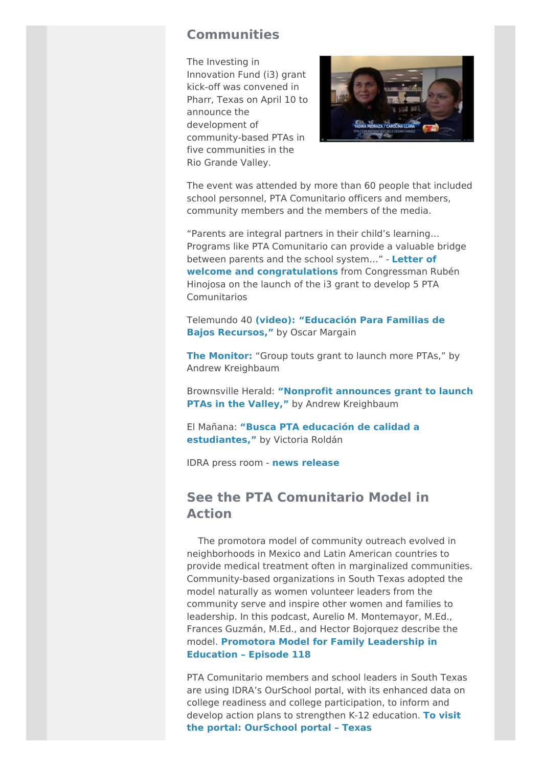## Communities

The Investing in Innovation Fund (i3) grant kick-off was convened in Pharr, Texas on April 10 to announce the development of community-based PTAs in five communities in the Rio Grande Valley.

The event was attended by more than 60 people that included school personnel, PTA Comunitario officers and members, community members and the members of the media.

"Parents are integral partners in their child's learning… Programs like PTA Comunitario can provide a valuable bridge between parents and the school system…" - **Letter of welcome and congratulations** from Congressman Rubén Hinojosa on the launch of the i3 grant to develop 5 PTA Comunitarios

Telemundo 40 **(video): "Educación Para Familias de Bajos Recursos,"** by Oscar Margain

**The Monitor:** "Group touts grant to launch more PTAs," by Andrew Kreighbaum

Brownsville Herald: **"Nonprofit announces grant to launch PTAs in the Valley,"** by Andrew Kreighbaum

El Mañana: **"Busca PTA educación de calidad a estudiantes,"** by Victoria Roldán

IDRA press room - **news release**

## See the PTA Comunitario Model in Action

The promotora model of community outreach evolved in neighborhoods in Mexico and Latin American countries to provide medical treatment often in marginalized communities. Community-based organizations in South Texas adopted the model naturally as women volunteer leaders from the community serve and inspire other women and families to leadership. In this podcast, Aurelio M. Montemayor, M.Ed., Frances Guzmán, M.Ed., and Hector Bojorquez describe the model. **Promotora Model for Family Leadership in Education – Episode 118**

PTA Comunitario members and school leaders in South Texas are using IDRA's OurSchool portal, with its enhanced data on college readiness and college participation, to inform and develop action plans to strengthen K-12 education. **To visit the portal: OurSchool portal – Texas**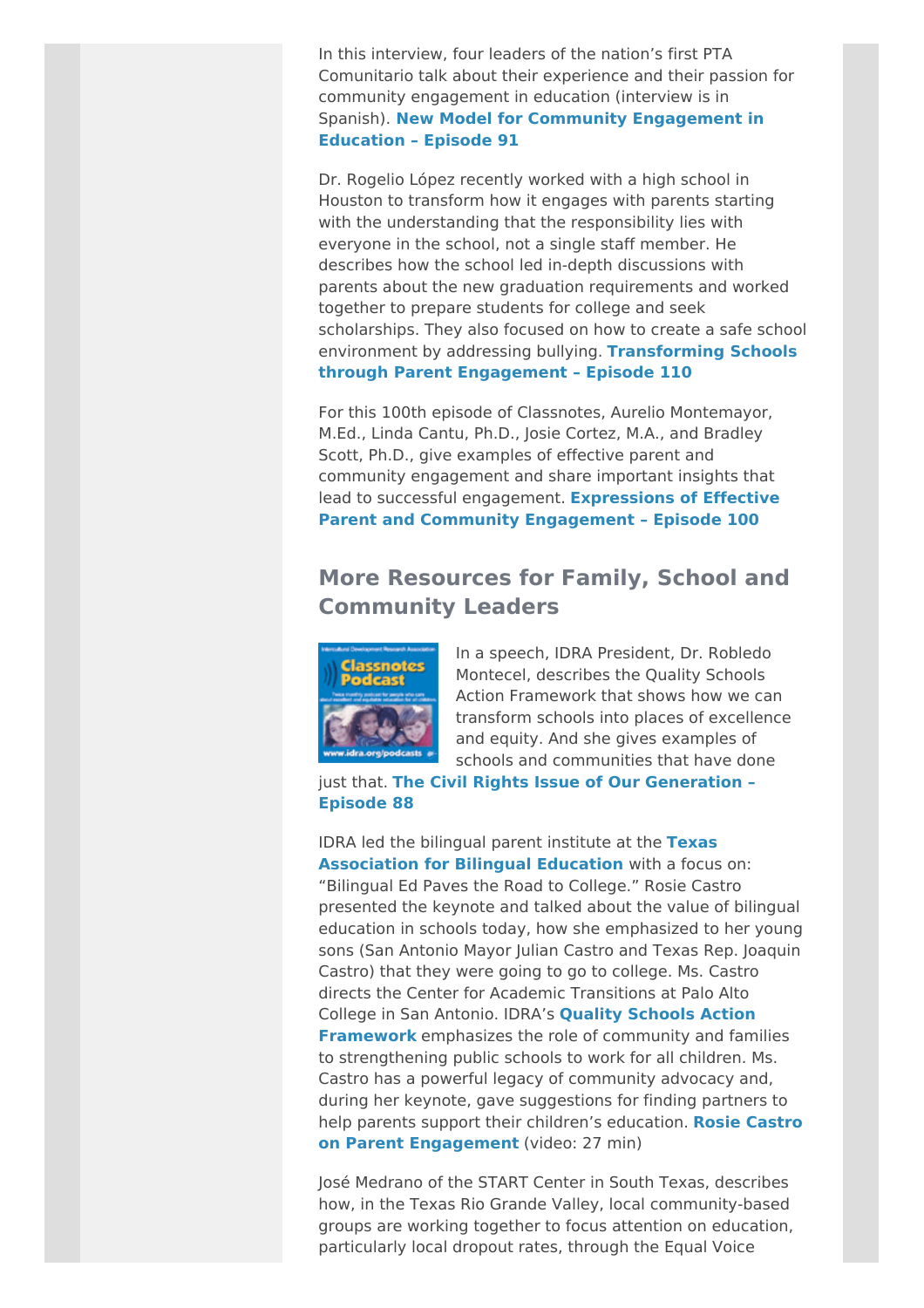In this interview, four leaders of the nation's first PTA Comunitario talk about their experience and their passion for community engagement in education (interview is in Spanish). **New Model for Community Engagement in Education – Episode 91**

Dr. Rogelio López recently worked with a high school in Houston to transform how it engages with parents starting with the understanding that the responsibility lies with everyone in the school, not a single staff member. He describes how the school led in-depth discussions with parents about the new graduation requirements and worked together to prepare students for college and seek scholarships. They also focused on how to create a safe school environment by addressing bullying. **Transforming Schools through Parent Engagement – Episode 110**

For this 100th episode of Classnotes, Aurelio Montemayor, M.Ed., Linda Cantu, Ph.D., Josie Cortez, M.A., and Bradley Scott, Ph.D., give examples of effective parent and community engagement and share important insights that lead to successful engagement. **Expressions of Effective Parent and Community Engagement – Episode 100**

## More Resources for Family, School and Community Leaders

In a speech, IDRA President, Dr. Robledo Montecel, describes the Quality Schools Action Framework that shows how we can transform schools into places of excellence and equity. And she gives examples of schools and communities that have done just that. **The Civil Rights Issue of Our Generation – Episode 88**

IDRA led the bilingual parent institute at the **Texas Association for Bilingual Education** with a focus on: "Bilingual Ed Paves the Road to College." Rosie Castro presented the keynote and talked about the value of bilingual education in schools today, how she emphasized to her young sons (San Antonio Mayor Julian Castro and Texas Rep. Joaquin Castro) that they were going to go to college. Ms. Castro directs the Center for Academic Transitions at Palo Alto College in San Antonio. IDRA's **Quality Schools Action Framework** emphasizes the role of community and families to strengthening public schools to work for all children. Ms. Castro has a powerful legacy of community advocacy and, during her keynote, gave suggestions for finding partners to help parents support their children's education. **Rosie Castro on Parent Engagement** (video: 27 min)

José Medrano of the START Center in South Texas, describes how, in the Texas Rio Grande Valley, local community-based groups are working together to focus attention on education, particularly local dropout rates, through the Equal Voice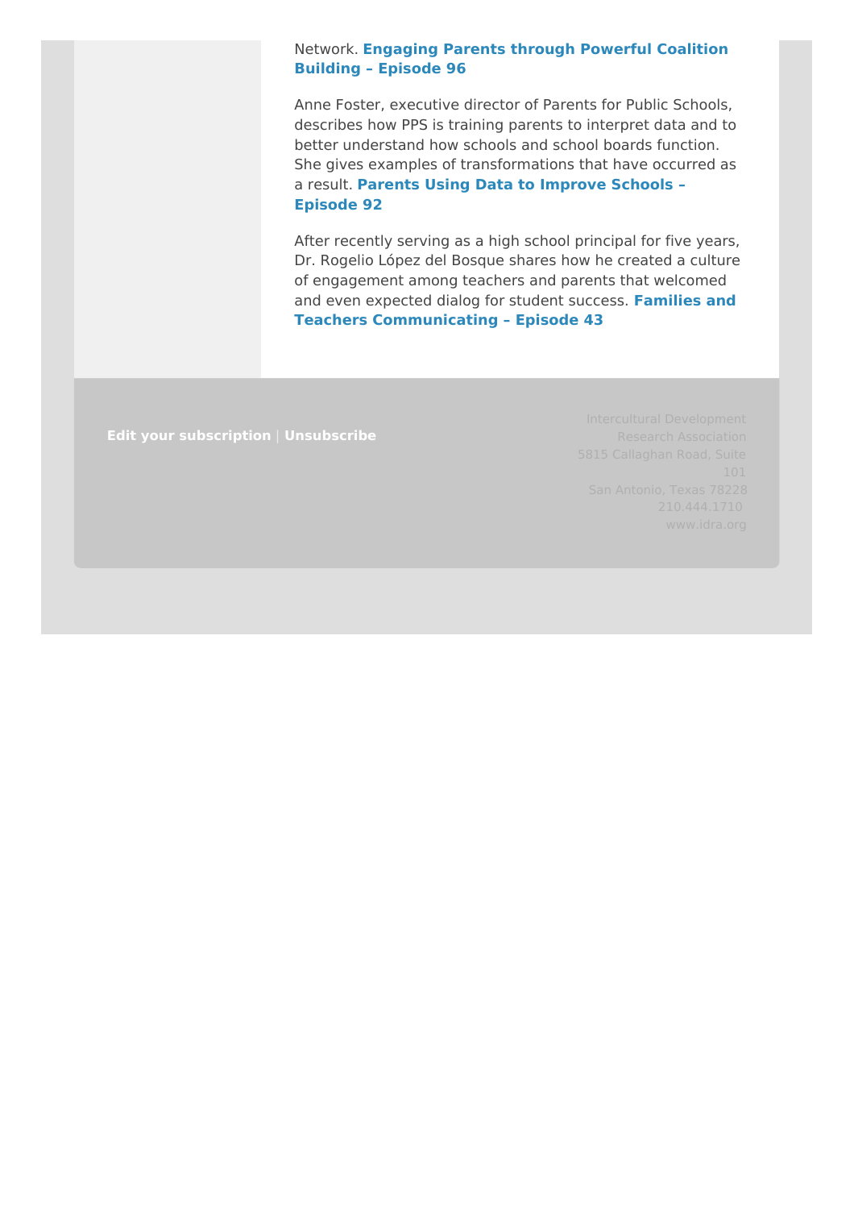Network. **Engaging Parents through Powerful Coalition Building – Episode 96**

Anne Foster, executive director of Parents for Public Schools, describes how PPS is training parents to interpret data and to better understand how schools and school boards function. She gives examples of transformations that have occurred as a result. **Parents Using Data to Improve Schools – Episode 92**

After recently serving as a high school principal for five years, Dr. Rogelio López del Bosque shares how he created a culture of engagement among teachers and parents that welcomed and even expected dialog for student success. **Families and Teachers Communicating – Episode 43**

**Edit your subscription** | **Unsubscribe**

Intercultural Development Research Association
5815 Callaghan Road, Suite 101
San Antonio, Texas 78228
210.444.1710
www.idra.org